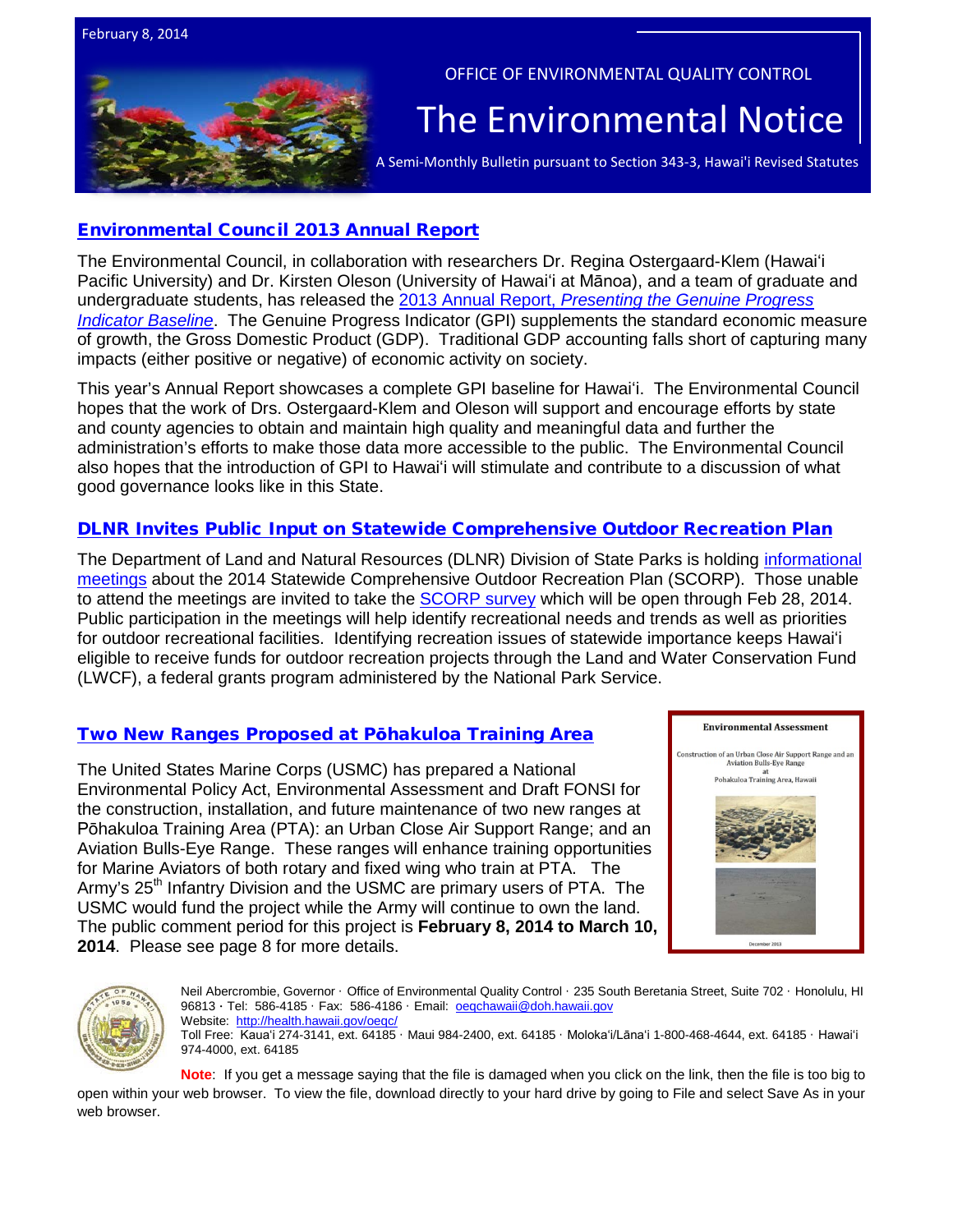February 8, 2014

OFFICE OF ENVIRONMENTAL QUALITY CONTROL

# The Environmental Notice

A Semi-Monthly Bulletin pursuant to Section 343-3, Hawai'i Revised Statutes

## Environmental Council 2013 Annual Report

The Environmental Council, in collaboration with researchers Dr. Regina Ostergaard-Klem (Hawaiʻi Pacific University) and Dr. Kirsten Oleson (University of Hawaiʻi at Mānoa), and a team of graduate and undergraduate students, has released the 2013 Annual Report, *Presenting the Genuine Progress Indicator Baseline*. The Genuine Progress Indicator (GPI) supplements the standard economic measure of growth, the Gross Domestic Product (GDP). Traditional GDP accounting falls short of capturing many impacts (either positive or negative) of economic activity on society.

This year's Annual Report showcases a complete GPI baseline for Hawaiʻi. The Environmental Council hopes that the work of Drs. Ostergaard-Klem and Oleson will support and encourage efforts by state and county agencies to obtain and maintain high quality and meaningful data and further the administration's efforts to make those data more accessible to the public. The Environmental Council also hopes that the introduction of GPI to Hawaiʻi will stimulate and contribute to a discussion of what good governance looks like in this State.

## DLNR Invites Public Input on Statewide Comprehensive Outdoor Recreation Plan

The Department of Land and Natural Resources (DLNR) Division of State Parks is holding informational meetings about the 2014 Statewide Comprehensive Outdoor Recreation Plan (SCORP). Those unable to attend the meetings are invited to take the SCORP survey which will be open through Feb 28, 2014. Public participation in the meetings will help identify recreational needs and trends as well as priorities for outdoor recreational facilities. Identifying recreation issues of statewide importance keeps Hawaiʻi eligible to receive funds for outdoor recreation projects through the Land and Water Conservation Fund (LWCF), a federal grants program administered by the National Park Service.

## Two New Ranges Proposed at Pōhakuloa Training Area

The United States Marine Corps (USMC) has prepared a National Environmental Policy Act, Environmental Assessment and Draft FONSI for the construction, installation, and future maintenance of two new ranges at Pōhakuloa Training Area (PTA): an Urban Close Air Support Range; and an Aviation Bulls-Eye Range. These ranges will enhance training opportunities for Marine Aviators of both rotary and fixed wing who train at PTA. The Army's 25th Infantry Division and the USMC are primary users of PTA. The USMC would fund the project while the Army will continue to own the land. The public comment period for this project is **February 8, 2014 to March 10, 2014**. Please see page 8 for more details.

Environmental Assessment

Construction of an Urban Close Air Support Range and an Aviation Bulls-Eye Range at Pohakuloa Training Area, Hawaii

December 2013

Neil Abercrombie, Governor · Office of Environmental Quality Control · 235 South Beretania Street, Suite 702 · Honolulu, HI 96813 · Tel: 586-4185 · Fax: 586-4186 · Email: oeqchawaii@doh.hawaii.gov
Website: http://health.hawaii.gov/oeqc/
Toll Free: Kauaʻi 274-3141, ext. 64185 · Maui 984-2400, ext. 64185 · Molokaʻi/Lānaʻi 1-800-468-4644, ext. 64185 · Hawaiʻi 974-4000, ext. 64185

**Note**: If you get a message saying that the file is damaged when you click on the link, then the file is too big to open within your web browser. To view the file, download directly to your hard drive by going to File and select Save As in your web browser.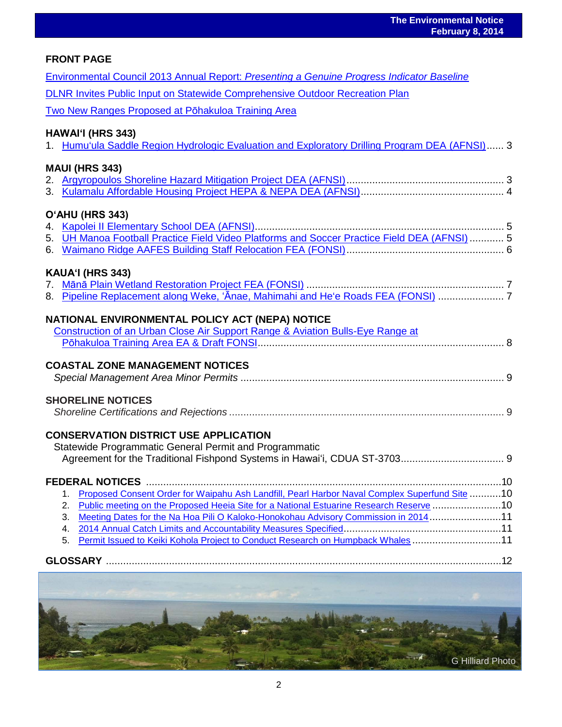## FRONT PAGE

Environmental Council 2013 Annual Report: *Presenting a Genuine Progress Indicator Baseline*

DLNR Invites Public Input on Statewide Comprehensive Outdoor Recreation Plan

Two New Ranges Proposed at Pōhakuloa Training Area

## HAWAIʻI (HRS 343)

1. Humuʻula Saddle Region Hydrologic Evaluation and Exploratory Drilling Program DEA (AFNSI) ...... 3

## MAUI (HRS 343)

2. Argyropoulos Shoreline Hazard Mitigation Project DEA (AFNSI) ...... 3
3. Kulamalu Affordable Housing Project HEPA & NEPA DEA (AFNSI) ...... 4

## OʻAHU (HRS 343)

4. Kapolei II Elementary School DEA (AFNSI) ...... 5
5. UH Manoa Football Practice Field Video Platforms and Soccer Practice Field DEA (AFNSI) ...... 5
6. Waimano Ridge AAFES Building Staff Relocation FEA (FONSI) ...... 6

## KAUAʻI (HRS 343)

7. Mānā Plain Wetland Restoration Project FEA (FONSI) ...... 7
8. Pipeline Replacement along Weke, ʻĀnae, Mahimahi and Heʻe Roads FEA (FONSI) ...... 7

## NATIONAL ENVIRONMENTAL POLICY ACT (NEPA) NOTICE

Construction of an Urban Close Air Support Range & Aviation Bulls-Eye Range at Pōhakuloa Training Area EA & Draft FONSI ...... 8

## COASTAL ZONE MANAGEMENT NOTICES

*Special Management Area Minor Permits* ...... 9

## SHORELINE NOTICES

*Shoreline Certifications and Rejections* ...... 9

## CONSERVATION DISTRICT USE APPLICATION

Statewide Programmatic General Permit and Programmatic Agreement for the Traditional Fishpond Systems in Hawaiʻi, CDUA ST-3703 ...... 9

## FEDERAL NOTICES ...... 10

1. Proposed Consent Order for Waipahu Ash Landfill, Pearl Harbor Naval Complex Superfund Site ...... 10
2. Public meeting on the Proposed Heeia Site for a National Estuarine Research Reserve ...... 10
3. Meeting Dates for the Na Hoa Pili O Kaloko-Honokohau Advisory Commission in 2014 ...... 11
4. 2014 Annual Catch Limits and Accountability Measures Specified ...... 11
5. Permit Issued to Keiki Kohola Project to Conduct Research on Humpback Whales ...... 11

## GLOSSARY ...... 12

G Hilliard Photo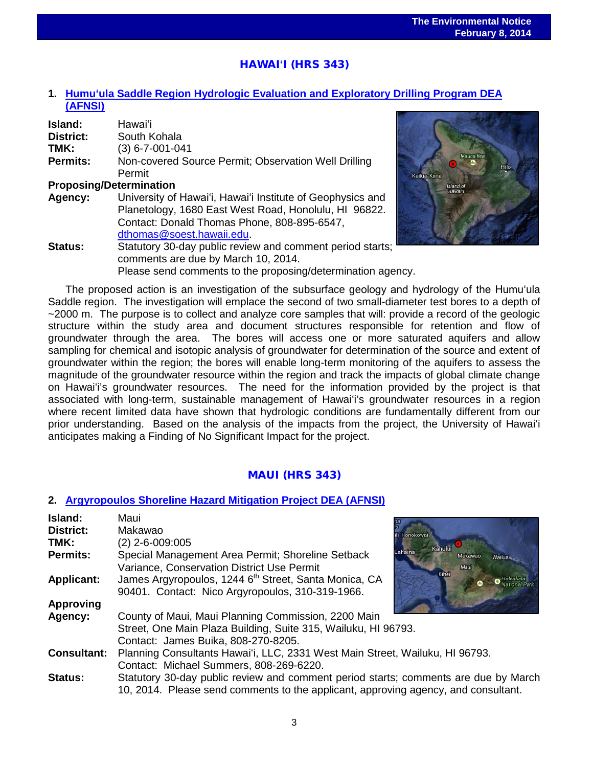## HAWAIʻI (HRS 343)

### 1. Humuʻula Saddle Region Hydrologic Evaluation and Exploratory Drilling Program DEA (AFNSI)

**Island:** Hawaiʻi
**District:** South Kohala
**TMK:** (3) 6-7-001-041
**Permits:** Non-covered Source Permit; Observation Well Drilling Permit
**Proposing/Determination**
**Agency:** University of Hawaiʻi, Hawaiʻi Institute of Geophysics and Planetology, 1680 East West Road, Honolulu, HI 96822. Contact: Donald Thomas Phone, 808-895-6547, dthomas@soest.hawaii.edu.
**Status:** Statutory 30-day public review and comment period starts; comments are due by March 10, 2014. Please send comments to the proposing/determination agency.

The proposed action is an investigation of the subsurface geology and hydrology of the Humuʻula Saddle region. The investigation will emplace the second of two small-diameter test bores to a depth of ~2000 m. The purpose is to collect and analyze core samples that will: provide a record of the geologic structure within the study area and document structures responsible for retention and flow of groundwater through the area. The bores will access one or more saturated aquifers and allow sampling for chemical and isotopic analysis of groundwater for determination of the source and extent of groundwater within the region; the bores will enable long-term monitoring of the aquifers to assess the magnitude of the groundwater resource within the region and track the impacts of global climate change on Hawaiʻi's groundwater resources. The need for the information provided by the project is that associated with long-term, sustainable management of Hawaiʻi's groundwater resources in a region where recent limited data have shown that hydrologic conditions are fundamentally different from our prior understanding. Based on the analysis of the impacts from the project, the University of Hawaiʻi anticipates making a Finding of No Significant Impact for the project.

## MAUI (HRS 343)

### 2. Argyropoulos Shoreline Hazard Mitigation Project DEA (AFNSI)

**Island:** Maui
**District:** Makawao
**TMK:** (2) 2-6-009:005
**Permits:** Special Management Area Permit; Shoreline Setback Variance, Conservation District Use Permit
**Applicant:** James Argyropoulos, 1244 6th Street, Santa Monica, CA 90401. Contact: Nico Argyropoulos, 310-319-1966.
**Approving Agency:** County of Maui, Maui Planning Commission, 2200 Main Street, One Main Plaza Building, Suite 315, Wailuku, HI 96793. Contact: James Buika, 808-270-8205.
**Consultant:** Planning Consultants Hawaiʻi, LLC, 2331 West Main Street, Wailuku, HI 96793. Contact: Michael Summers, 808-269-6220.
**Status:** Statutory 30-day public review and comment period starts; comments are due by March 10, 2014. Please send comments to the applicant, approving agency, and consultant.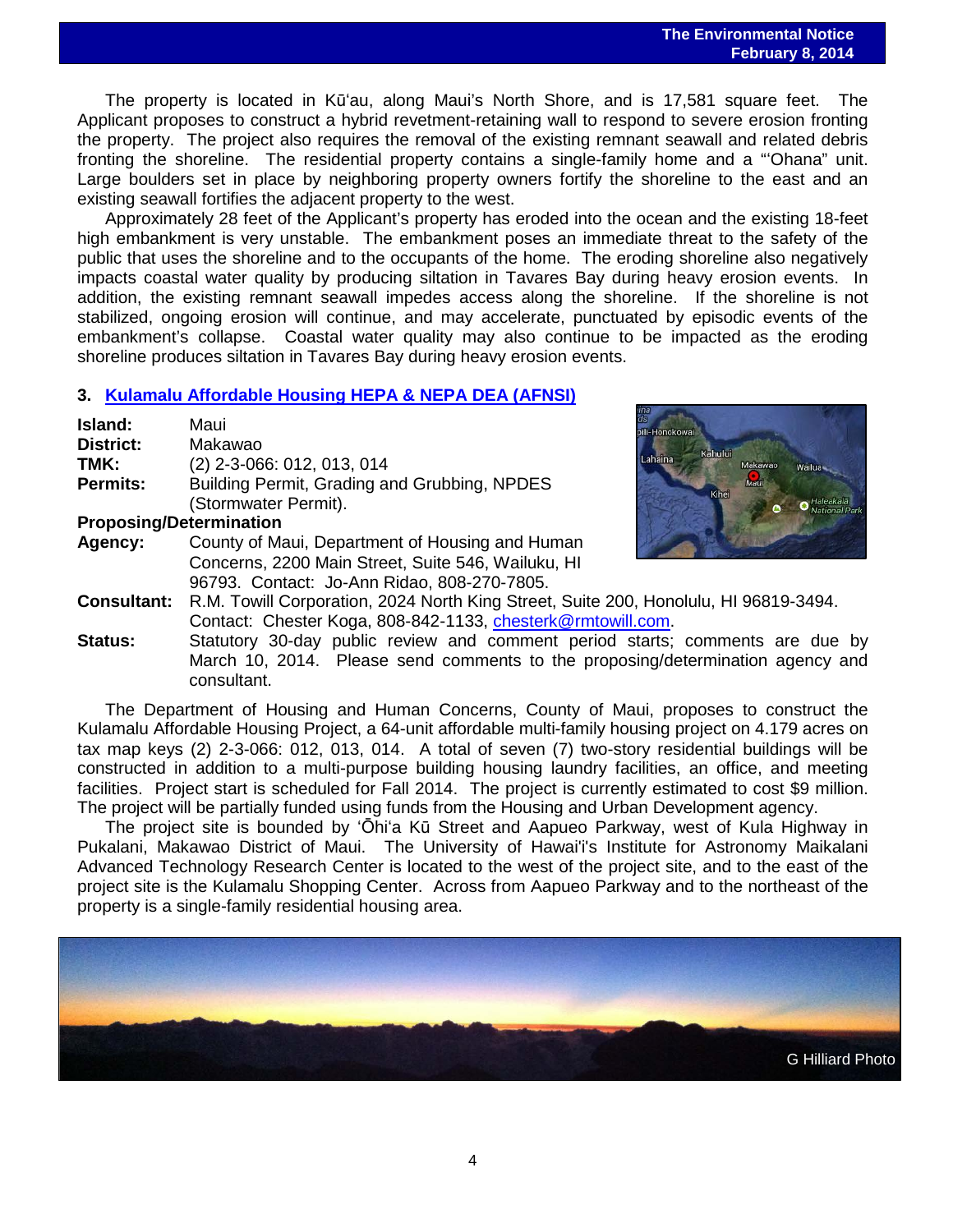The property is located in Kūʻau, along Maui's North Shore, and is 17,581 square feet. The Applicant proposes to construct a hybrid revetment-retaining wall to respond to severe erosion fronting the property. The project also requires the removal of the existing remnant seawall and related debris fronting the shoreline. The residential property contains a single-family home and a "ʻOhana" unit. Large boulders set in place by neighboring property owners fortify the shoreline to the east and an existing seawall fortifies the adjacent property to the west.

Approximately 28 feet of the Applicant's property has eroded into the ocean and the existing 18-feet high embankment is very unstable. The embankment poses an immediate threat to the safety of the public that uses the shoreline and to the occupants of the home. The eroding shoreline also negatively impacts coastal water quality by producing siltation in Tavares Bay during heavy erosion events. In addition, the existing remnant seawall impedes access along the shoreline. If the shoreline is not stabilized, ongoing erosion will continue, and may accelerate, punctuated by episodic events of the embankment's collapse. Coastal water quality may also continue to be impacted as the eroding shoreline produces siltation in Tavares Bay during heavy erosion events.

### 3. Kulamalu Affordable Housing HEPA & NEPA DEA (AFNSI)

**Island:** Maui
**District:** Makawao
**TMK:** (2) 2-3-066: 012, 013, 014
**Permits:** Building Permit, Grading and Grubbing, NPDES (Stormwater Permit).
**Proposing/Determination Agency:** County of Maui, Department of Housing and Human Concerns, 2200 Main Street, Suite 546, Wailuku, HI 96793. Contact: Jo-Ann Ridao, 808-270-7805.
**Consultant:** R.M. Towill Corporation, 2024 North King Street, Suite 200, Honolulu, HI 96819-3494. Contact: Chester Koga, 808-842-1133, chesterk@rmtowill.com.
**Status:** Statutory 30-day public review and comment period starts; comments are due by March 10, 2014. Please send comments to the proposing/determination agency and consultant.

The Department of Housing and Human Concerns, County of Maui, proposes to construct the Kulamalu Affordable Housing Project, a 64-unit affordable multi-family housing project on 4.179 acres on tax map keys (2) 2-3-066: 012, 013, 014. A total of seven (7) two-story residential buildings will be constructed in addition to a multi-purpose building housing laundry facilities, an office, and meeting facilities. Project start is scheduled for Fall 2014. The project is currently estimated to cost $9 million. The project will be partially funded using funds from the Housing and Urban Development agency.

The project site is bounded by ʻŌhiʻa Kū Street and Aapueo Parkway, west of Kula Highway in Pukalani, Makawao District of Maui. The University of Hawaiʻi's Institute for Astronomy Maikalani Advanced Technology Research Center is located to the west of the project site, and to the east of the project site is the Kulamalu Shopping Center. Across from Aapueo Parkway and to the northeast of the property is a single-family residential housing area.

G Hilliard Photo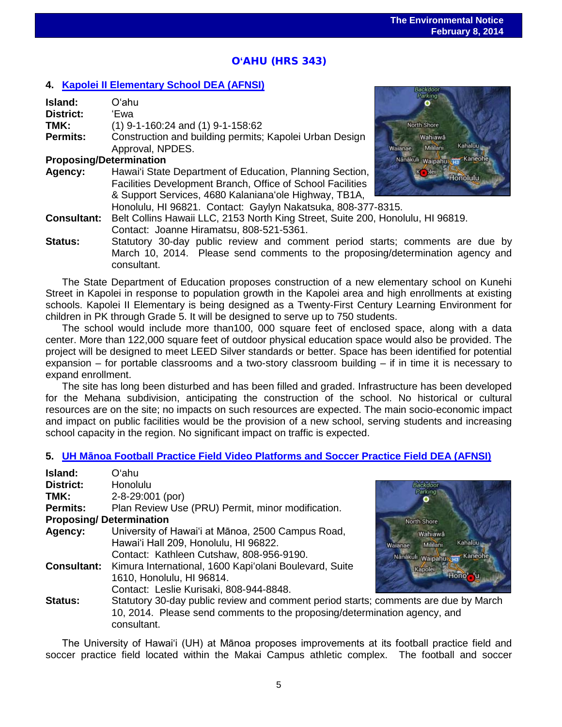## O'AHU (HRS 343)

### 4. Kapolei II Elementary School DEA (AFNSI)

**Island:** O'ahu
**District:** 'Ewa
**TMK:** (1) 9-1-160:24 and (1) 9-1-158:62
**Permits:** Construction and building permits; Kapolei Urban Design Approval, NPDES.
**Proposing/Determination**
**Agency:** Hawai'i State Department of Education, Planning Section, Facilities Development Branch, Office of School Facilities & Support Services, 4680 Kalaniana'ole Highway, TB1A, Honolulu, HI 96821. Contact: Gaylyn Nakatsuka, 808-377-8315.
**Consultant:** Belt Collins Hawaii LLC, 2153 North King Street, Suite 200, Honolulu, HI 96819. Contact: Joanne Hiramatsu, 808-521-5361.
**Status:** Statutory 30-day public review and comment period starts; comments are due by March 10, 2014. Please send comments to the proposing/determination agency and consultant.

The State Department of Education proposes construction of a new elementary school on Kunehi Street in Kapolei in response to population growth in the Kapolei area and high enrollments at existing schools. Kapolei II Elementary is being designed as a Twenty-First Century Learning Environment for children in PK through Grade 5. It will be designed to serve up to 750 students.

The school would include more than100, 000 square feet of enclosed space, along with a data center. More than 122,000 square feet of outdoor physical education space would also be provided. The project will be designed to meet LEED Silver standards or better. Space has been identified for potential expansion – for portable classrooms and a two-story classroom building – if in time it is necessary to expand enrollment.

The site has long been disturbed and has been filled and graded. Infrastructure has been developed for the Mehana subdivision, anticipating the construction of the school. No historical or cultural resources are on the site; no impacts on such resources are expected. The main socio-economic impact and impact on public facilities would be the provision of a new school, serving students and increasing school capacity in the region. No significant impact on traffic is expected.

### 5. UH Mānoa Football Practice Field Video Platforms and Soccer Practice Field DEA (AFNSI)

**Island:** O'ahu
**District:** Honolulu
**TMK:** 2-8-29:001 (por)
**Permits:** Plan Review Use (PRU) Permit, minor modification.
**Proposing/ Determination**
**Agency:** University of Hawai'i at Mānoa, 2500 Campus Road, Hawai'i Hall 209, Honolulu, HI 96822. Contact: Kathleen Cutshaw, 808-956-9190.
**Consultant:** Kimura International, 1600 Kapi'olani Boulevard, Suite 1610, Honolulu, HI 96814. Contact: Leslie Kurisaki, 808-944-8848.
**Status:** Statutory 30-day public review and comment period starts; comments are due by March 10, 2014. Please send comments to the proposing/determination agency, and consultant.

The University of Hawai'i (UH) at Mānoa proposes improvements at its football practice field and soccer practice field located within the Makai Campus athletic complex. The football and soccer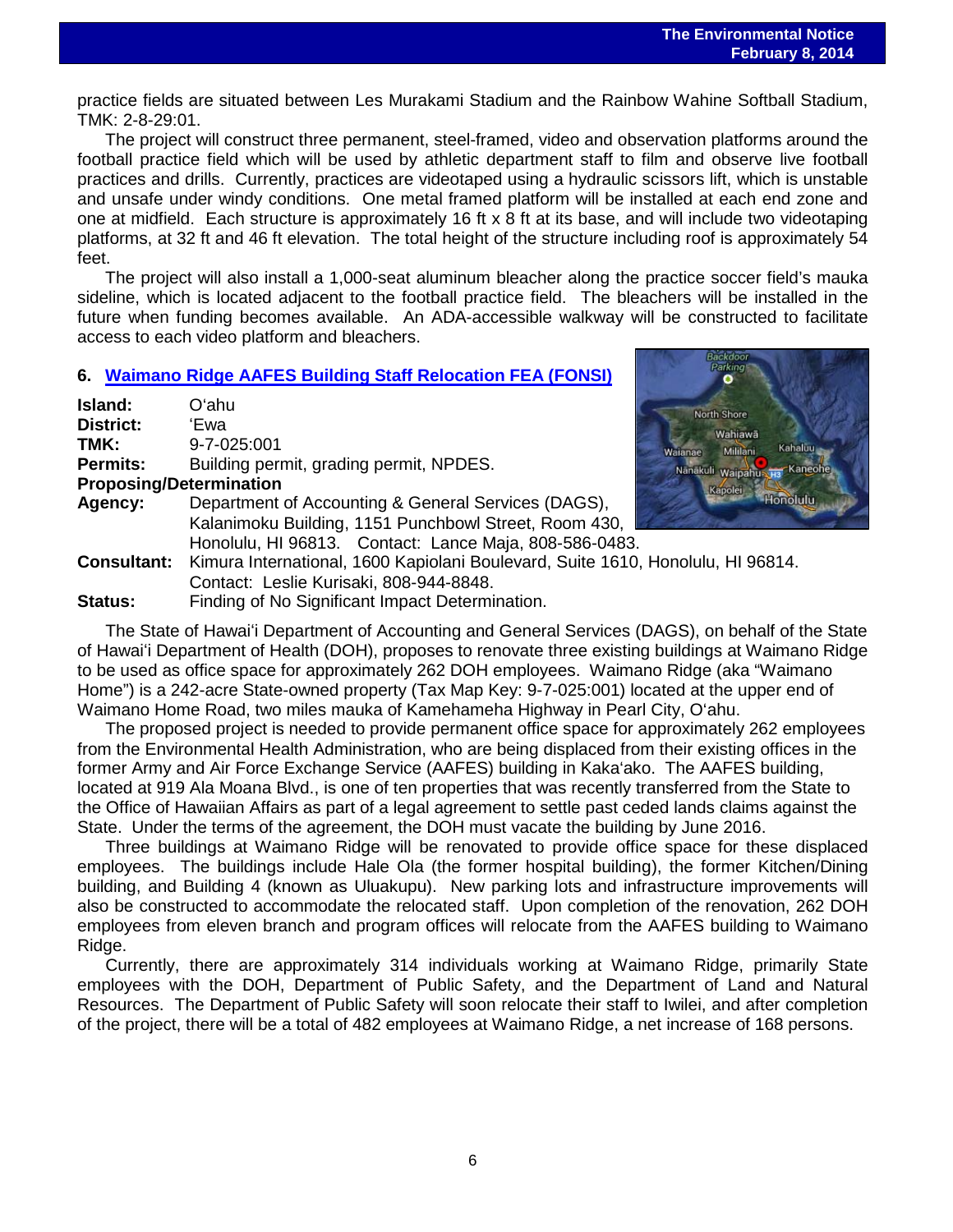practice fields are situated between Les Murakami Stadium and the Rainbow Wahine Softball Stadium, TMK: 2-8-29:01.

The project will construct three permanent, steel-framed, video and observation platforms around the football practice field which will be used by athletic department staff to film and observe live football practices and drills. Currently, practices are videotaped using a hydraulic scissors lift, which is unstable and unsafe under windy conditions. One metal framed platform will be installed at each end zone and one at midfield. Each structure is approximately 16 ft x 8 ft at its base, and will include two videotaping platforms, at 32 ft and 46 ft elevation. The total height of the structure including roof is approximately 54 feet.

The project will also install a 1,000-seat aluminum bleacher along the practice soccer field's mauka sideline, which is located adjacent to the football practice field. The bleachers will be installed in the future when funding becomes available. An ADA-accessible walkway will be constructed to facilitate access to each video platform and bleachers.

## 6. Waimano Ridge AAFES Building Staff Relocation FEA (FONSI)

**Island:** O'ahu
**District:** 'Ewa
**TMK:** 9-7-025:001
**Permits:** Building permit, grading permit, NPDES.
**Proposing/Determination Agency:** Department of Accounting & General Services (DAGS), Kalanimoku Building, 1151 Punchbowl Street, Room 430, Honolulu, HI 96813. Contact: Lance Maja, 808-586-0483.
**Consultant:** Kimura International, 1600 Kapiolani Boulevard, Suite 1610, Honolulu, HI 96814. Contact: Leslie Kurisaki, 808-944-8848.
**Status:** Finding of No Significant Impact Determination.

The State of Hawai'i Department of Accounting and General Services (DAGS), on behalf of the State of Hawai'i Department of Health (DOH), proposes to renovate three existing buildings at Waimano Ridge to be used as office space for approximately 262 DOH employees. Waimano Ridge (aka "Waimano Home") is a 242-acre State-owned property (Tax Map Key: 9-7-025:001) located at the upper end of Waimano Home Road, two miles mauka of Kamehameha Highway in Pearl City, O'ahu.

The proposed project is needed to provide permanent office space for approximately 262 employees from the Environmental Health Administration, who are being displaced from their existing offices in the former Army and Air Force Exchange Service (AAFES) building in Kaka'ako. The AAFES building, located at 919 Ala Moana Blvd., is one of ten properties that was recently transferred from the State to the Office of Hawaiian Affairs as part of a legal agreement to settle past ceded lands claims against the State. Under the terms of the agreement, the DOH must vacate the building by June 2016.

Three buildings at Waimano Ridge will be renovated to provide office space for these displaced employees. The buildings include Hale Ola (the former hospital building), the former Kitchen/Dining building, and Building 4 (known as Uluakupu). New parking lots and infrastructure improvements will also be constructed to accommodate the relocated staff. Upon completion of the renovation, 262 DOH employees from eleven branch and program offices will relocate from the AAFES building to Waimano Ridge.

Currently, there are approximately 314 individuals working at Waimano Ridge, primarily State employees with the DOH, Department of Public Safety, and the Department of Land and Natural Resources. The Department of Public Safety will soon relocate their staff to Iwilei, and after completion of the project, there will be a total of 482 employees at Waimano Ridge, a net increase of 168 persons.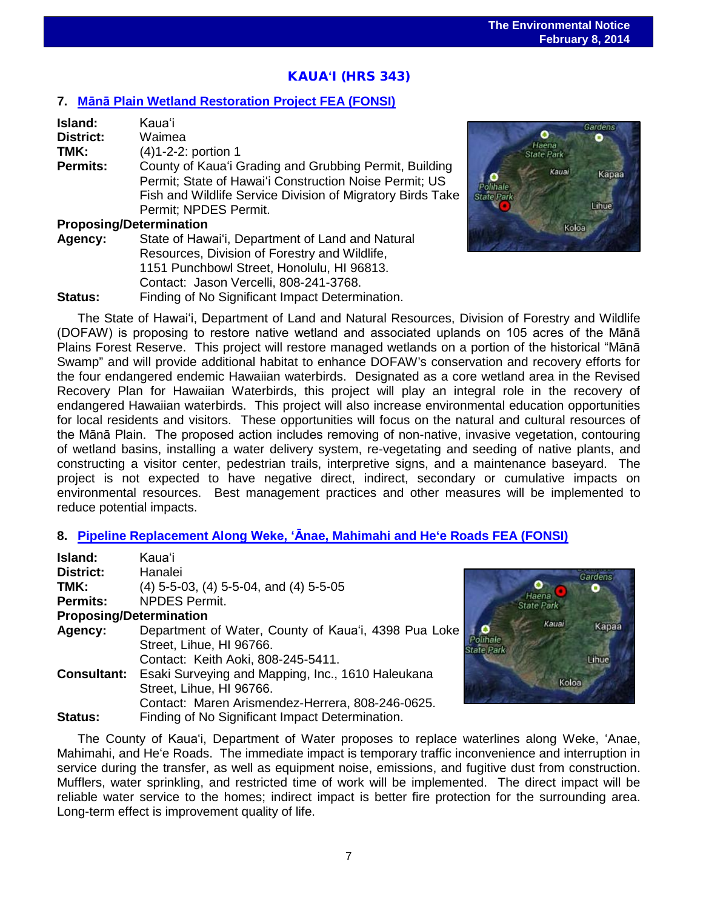## KAUAʻI (HRS 343)

### 7. Mānā Plain Wetland Restoration Project FEA (FONSI)

**Island:** Kauaʻi
**District:** Waimea
**TMK:** (4)1-2-2: portion 1
**Permits:** County of Kauaʻi Grading and Grubbing Permit, Building Permit; State of Hawaiʻi Construction Noise Permit; US Fish and Wildlife Service Division of Migratory Birds Take Permit; NPDES Permit.

**Proposing/Determination**
**Agency:** State of Hawaiʻi, Department of Land and Natural Resources, Division of Forestry and Wildlife, 1151 Punchbowl Street, Honolulu, HI 96813. Contact: Jason Vercelli, 808-241-3768.
**Status:** Finding of No Significant Impact Determination.

The State of Hawaiʻi, Department of Land and Natural Resources, Division of Forestry and Wildlife (DOFAW) is proposing to restore native wetland and associated uplands on 105 acres of the Mānā Plains Forest Reserve. This project will restore managed wetlands on a portion of the historical "Mānā Swamp" and will provide additional habitat to enhance DOFAW's conservation and recovery efforts for the four endangered endemic Hawaiian waterbirds. Designated as a core wetland area in the Revised Recovery Plan for Hawaiian Waterbirds, this project will play an integral role in the recovery of endangered Hawaiian waterbirds. This project will also increase environmental education opportunities for local residents and visitors. These opportunities will focus on the natural and cultural resources of the Mānā Plain. The proposed action includes removing of non-native, invasive vegetation, contouring of wetland basins, installing a water delivery system, re-vegetating and seeding of native plants, and constructing a visitor center, pedestrian trails, interpretive signs, and a maintenance baseyard. The project is not expected to have negative direct, indirect, secondary or cumulative impacts on environmental resources. Best management practices and other measures will be implemented to reduce potential impacts.

### 8. Pipeline Replacement Along Weke, ʻĀnae, Mahimahi and Heʻe Roads FEA (FONSI)

**Island:** Kauaʻi
**District:** Hanalei
**TMK:** (4) 5-5-03, (4) 5-5-04, and (4) 5-5-05
**Permits:** NPDES Permit.

**Proposing/Determination**
**Agency:** Department of Water, County of Kauaʻi, 4398 Pua Loke Street, Lihue, HI 96766. Contact: Keith Aoki, 808-245-5411.
**Consultant:** Esaki Surveying and Mapping, Inc., 1610 Haleukana Street, Lihue, HI 96766. Contact: Maren Arismendez-Herrera, 808-246-0625.
**Status:** Finding of No Significant Impact Determination.

The County of Kauaʻi, Department of Water proposes to replace waterlines along Weke, ʻAnae, Mahimahi, and Heʻe Roads. The immediate impact is temporary traffic inconvenience and interruption in service during the transfer, as well as equipment noise, emissions, and fugitive dust from construction. Mufflers, water sprinkling, and restricted time of work will be implemented. The direct impact will be reliable water service to the homes; indirect impact is better fire protection for the surrounding area. Long-term effect is improvement quality of life.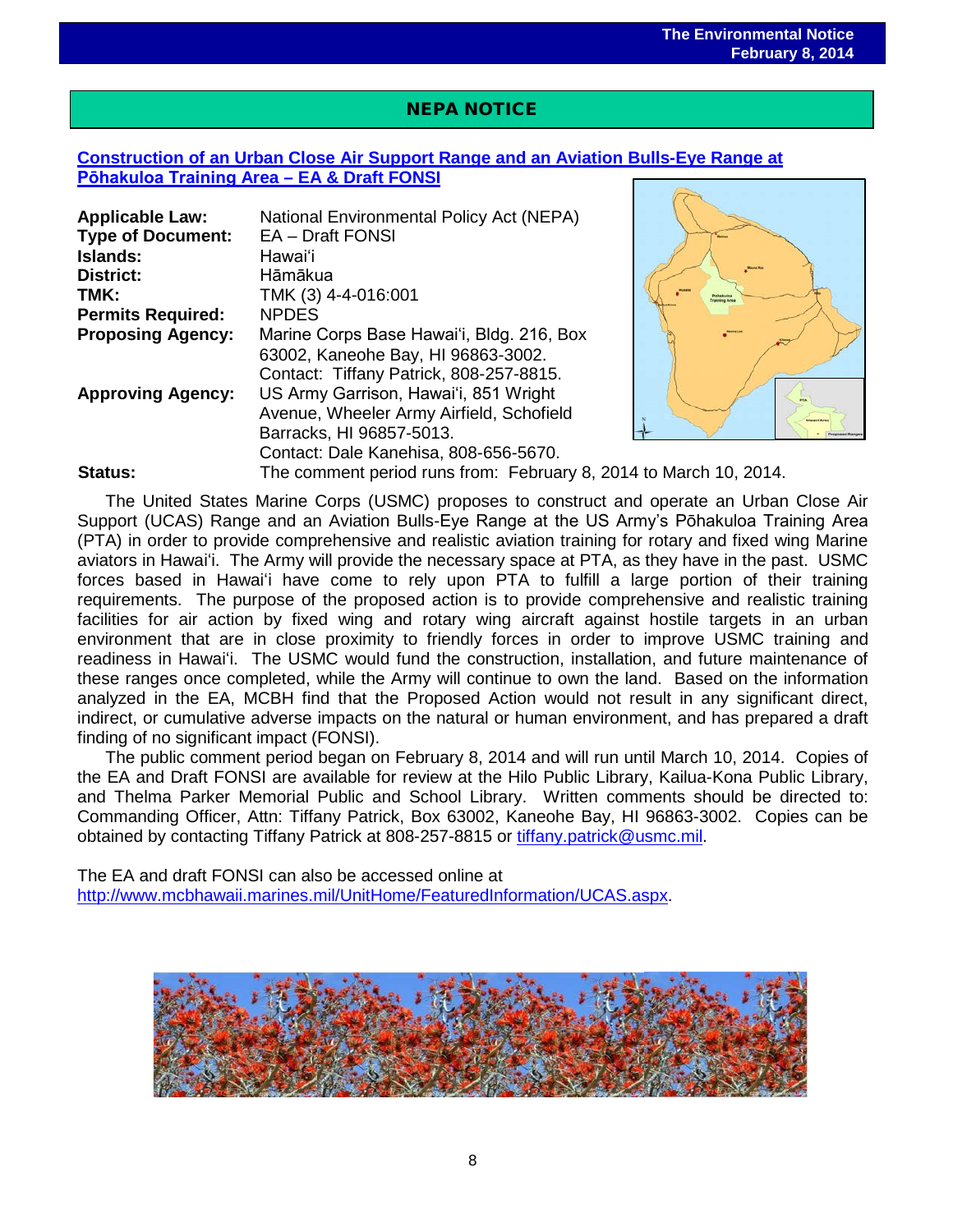## NEPA NOTICE

### [Construction of an Urban Close Air Support Range and an Aviation Bulls-Eye Range at Pōhakuloa Training Area – EA & Draft FONSI](#)

| | |
|---|---|
| **Applicable Law:** | National Environmental Policy Act (NEPA) |
| **Type of Document:** | EA – Draft FONSI |
| **Islands:** | Hawaiʻi |
| **District:** | Hāmākua |
| **TMK:** | TMK (3) 4-4-016:001 |
| **Permits Required:** | NPDES |
| **Proposing Agency:** | Marine Corps Base Hawaiʻi, Bldg. 216, Box 63002, Kaneohe Bay, HI 96863-3002. Contact: Tiffany Patrick, 808-257-8815. |
| **Approving Agency:** | US Army Garrison, Hawaiʻi, 851 Wright Avenue, Wheeler Army Airfield, Schofield Barracks, HI 96857-5013. Contact: Dale Kanehisa, 808-656-5670. |
| **Status:** | The comment period runs from: February 8, 2014 to March 10, 2014. |

The United States Marine Corps (USMC) proposes to construct and operate an Urban Close Air Support (UCAS) Range and an Aviation Bulls-Eye Range at the US Army's Pōhakuloa Training Area (PTA) in order to provide comprehensive and realistic aviation training for rotary and fixed wing Marine aviators in Hawaiʻi. The Army will provide the necessary space at PTA, as they have in the past. USMC forces based in Hawaiʻi have come to rely upon PTA to fulfill a large portion of their training requirements. The purpose of the proposed action is to provide comprehensive and realistic training facilities for air action by fixed wing and rotary wing aircraft against hostile targets in an urban environment that are in close proximity to friendly forces in order to improve USMC training and readiness in Hawaiʻi. The USMC would fund the construction, installation, and future maintenance of these ranges once completed, while the Army will continue to own the land. Based on the information analyzed in the EA, MCBH find that the Proposed Action would not result in any significant direct, indirect, or cumulative adverse impacts on the natural or human environment, and has prepared a draft finding of no significant impact (FONSI).

The public comment period began on February 8, 2014 and will run until March 10, 2014. Copies of the EA and Draft FONSI are available for review at the Hilo Public Library, Kailua-Kona Public Library, and Thelma Parker Memorial Public and School Library. Written comments should be directed to: Commanding Officer, Attn: Tiffany Patrick, Box 63002, Kaneohe Bay, HI 96863-3002. Copies can be obtained by contacting Tiffany Patrick at 808-257-8815 or tiffany.patrick@usmc.mil.

The EA and draft FONSI can also be accessed online at http://www.mcbhawaii.marines.mil/UnitHome/FeaturedInformation/UCAS.aspx.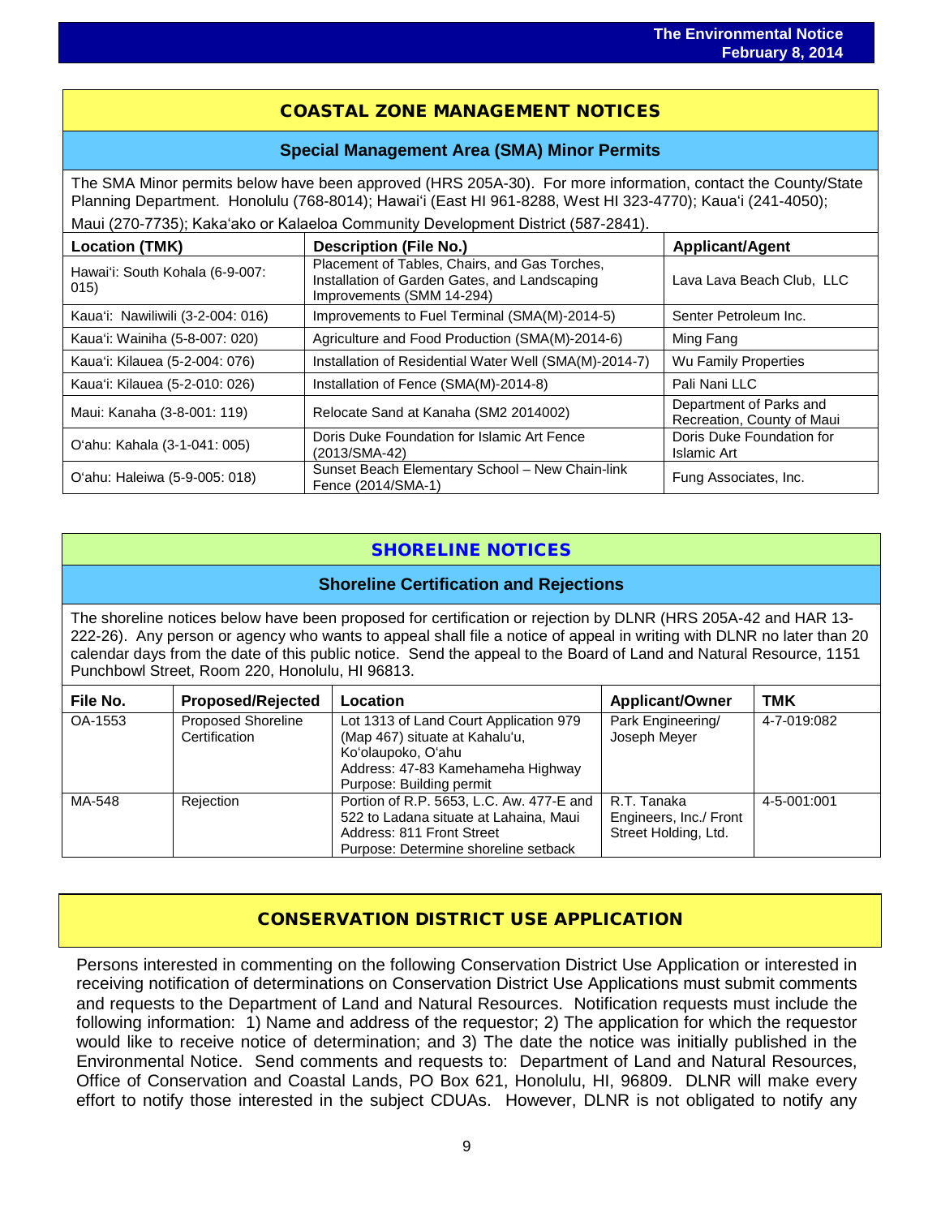## COASTAL ZONE MANAGEMENT NOTICES

### Special Management Area (SMA) Minor Permits

The SMA Minor permits below have been approved (HRS 205A-30). For more information, contact the County/State Planning Department. Honolulu (768-8014); Hawaiʻi (East HI 961-8288, West HI 323-4770); Kauaʻi (241-4050); Maui (270-7735); Kakaʻako or Kalaeloa Community Development District (587-2841).

| Location (TMK) | Description (File No.) | Applicant/Agent |
|---|---|---|
| Hawaiʻi: South Kohala (6-9-007: 015) | Placement of Tables, Chairs, and Gas Torches, Installation of Garden Gates, and Landscaping Improvements (SMM 14-294) | Lava Lava Beach Club, LLC |
| Kauaʻi: Nawiliwili (3-2-004: 016) | Improvements to Fuel Terminal (SMA(M)-2014-5) | Senter Petroleum Inc. |
| Kauaʻi: Wainiha (5-8-007: 020) | Agriculture and Food Production (SMA(M)-2014-6) | Ming Fang |
| Kauaʻi: Kilauea (5-2-004: 076) | Installation of Residential Water Well (SMA(M)-2014-7) | Wu Family Properties |
| Kauaʻi: Kilauea (5-2-010: 026) | Installation of Fence (SMA(M)-2014-8) | Pali Nani LLC |
| Maui: Kanaha (3-8-001: 119) | Relocate Sand at Kanaha (SM2 2014002) | Department of Parks and Recreation, County of Maui |
| Oʻahu: Kahala (3-1-041: 005) | Doris Duke Foundation for Islamic Art Fence (2013/SMA-42) | Doris Duke Foundation for Islamic Art |
| Oʻahu: Haleiwa (5-9-005: 018) | Sunset Beach Elementary School – New Chain-link Fence (2014/SMA-1) | Fung Associates, Inc. |

## SHORELINE NOTICES

### Shoreline Certification and Rejections

The shoreline notices below have been proposed for certification or rejection by DLNR (HRS 205A-42 and HAR 13-222-26). Any person or agency who wants to appeal shall file a notice of appeal in writing with DLNR no later than 20 calendar days from the date of this public notice. Send the appeal to the Board of Land and Natural Resource, 1151 Punchbowl Street, Room 220, Honolulu, HI 96813.

| File No. | Proposed/Rejected | Location | Applicant/Owner | TMK |
|---|---|---|---|---|
| OA-1553 | Proposed Shoreline Certification | Lot 1313 of Land Court Application 979 (Map 467) situate at Kahaluʻu, Koʻolaupoko, Oʻahu<br>Address: 47-83 Kamehameha Highway<br>Purpose: Building permit | Park Engineering/ Joseph Meyer | 4-7-019:082 |
| MA-548 | Rejection | Portion of R.P. 5653, L.C. Aw. 477-E and 522 to Ladana situate at Lahaina, Maui<br>Address: 811 Front Street<br>Purpose: Determine shoreline setback | R.T. Tanaka Engineers, Inc./ Front Street Holding, Ltd. | 4-5-001:001 |

## CONSERVATION DISTRICT USE APPLICATION

Persons interested in commenting on the following Conservation District Use Application or interested in receiving notification of determinations on Conservation District Use Applications must submit comments and requests to the Department of Land and Natural Resources. Notification requests must include the following information: 1) Name and address of the requestor; 2) The application for which the requestor would like to receive notice of determination; and 3) The date the notice was initially published in the Environmental Notice. Send comments and requests to: Department of Land and Natural Resources, Office of Conservation and Coastal Lands, PO Box 621, Honolulu, HI, 96809. DLNR will make every effort to notify those interested in the subject CDUAs. However, DLNR is not obligated to notify any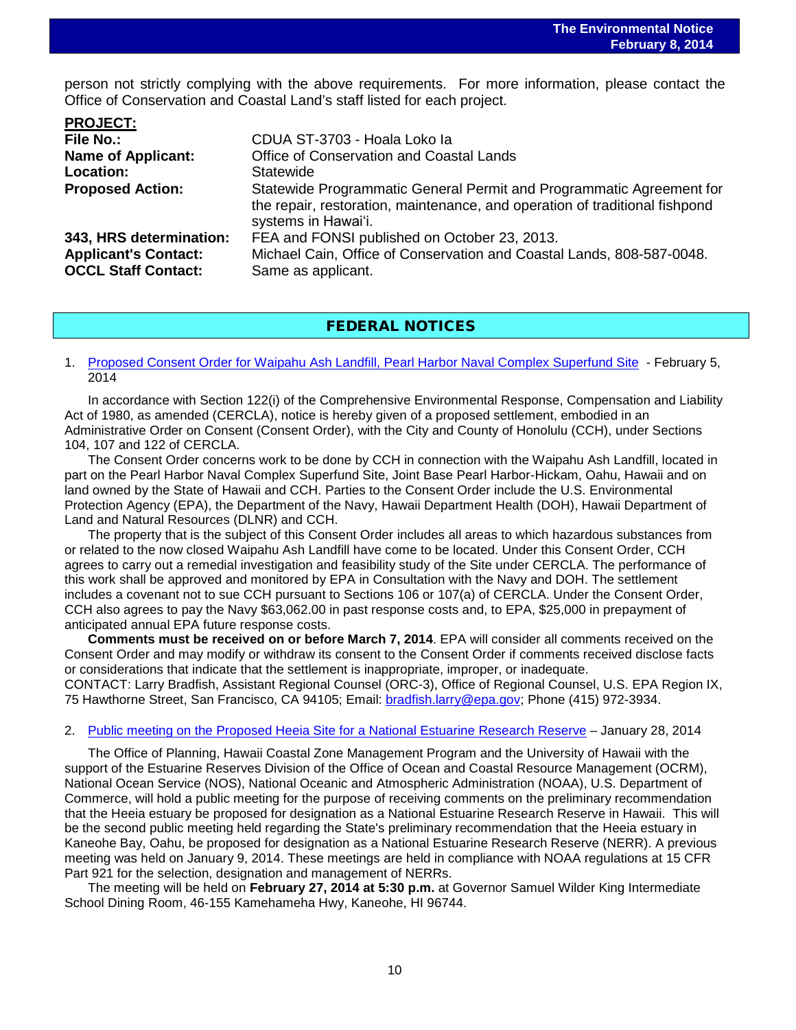person not strictly complying with the above requirements. For more information, please contact the Office of Conservation and Coastal Land's staff listed for each project.

**PROJECT:**

| | |
|---|---|
| **File No.:** | CDUA ST-3703 - Hoala Loko Ia |
| **Name of Applicant:** | Office of Conservation and Coastal Lands |
| **Location:** | Statewide |
| **Proposed Action:** | Statewide Programmatic General Permit and Programmatic Agreement for the repair, restoration, maintenance, and operation of traditional fishpond systems in Hawai'i. |
| **343, HRS determination:** | FEA and FONSI published on October 23, 2013. |
| **Applicant's Contact:** | Michael Cain, Office of Conservation and Coastal Lands, 808-587-0048. |
| **OCCL Staff Contact:** | Same as applicant. |

## FEDERAL NOTICES

1. Proposed Consent Order for Waipahu Ash Landfill, Pearl Harbor Naval Complex Superfund Site - February 5, 2014

In accordance with Section 122(i) of the Comprehensive Environmental Response, Compensation and Liability Act of 1980, as amended (CERCLA), notice is hereby given of a proposed settlement, embodied in an Administrative Order on Consent (Consent Order), with the City and County of Honolulu (CCH), under Sections 104, 107 and 122 of CERCLA.

The Consent Order concerns work to be done by CCH in connection with the Waipahu Ash Landfill, located in part on the Pearl Harbor Naval Complex Superfund Site, Joint Base Pearl Harbor-Hickam, Oahu, Hawaii and on land owned by the State of Hawaii and CCH. Parties to the Consent Order include the U.S. Environmental Protection Agency (EPA), the Department of the Navy, Hawaii Department Health (DOH), Hawaii Department of Land and Natural Resources (DLNR) and CCH.

The property that is the subject of this Consent Order includes all areas to which hazardous substances from or related to the now closed Waipahu Ash Landfill have come to be located. Under this Consent Order, CCH agrees to carry out a remedial investigation and feasibility study of the Site under CERCLA. The performance of this work shall be approved and monitored by EPA in Consultation with the Navy and DOH. The settlement includes a covenant not to sue CCH pursuant to Sections 106 or 107(a) of CERCLA. Under the Consent Order, CCH also agrees to pay the Navy $63,062.00 in past response costs and, to EPA, $25,000 in prepayment of anticipated annual EPA future response costs.

**Comments must be received on or before March 7, 2014**. EPA will consider all comments received on the Consent Order and may modify or withdraw its consent to the Consent Order if comments received disclose facts or considerations that indicate that the settlement is inappropriate, improper, or inadequate.

CONTACT: Larry Bradfish, Assistant Regional Counsel (ORC-3), Office of Regional Counsel, U.S. EPA Region IX, 75 Hawthorne Street, San Francisco, CA 94105; Email: bradfish.larry@epa.gov; Phone (415) 972-3934.

2. Public meeting on the Proposed Heeia Site for a National Estuarine Research Reserve – January 28, 2014

The Office of Planning, Hawaii Coastal Zone Management Program and the University of Hawaii with the support of the Estuarine Reserves Division of the Office of Ocean and Coastal Resource Management (OCRM), National Ocean Service (NOS), National Oceanic and Atmospheric Administration (NOAA), U.S. Department of Commerce, will hold a public meeting for the purpose of receiving comments on the preliminary recommendation that the Heeia estuary be proposed for designation as a National Estuarine Research Reserve in Hawaii. This will be the second public meeting held regarding the State's preliminary recommendation that the Heeia estuary in Kaneohe Bay, Oahu, be proposed for designation as a National Estuarine Research Reserve (NERR). A previous meeting was held on January 9, 2014. These meetings are held in compliance with NOAA regulations at 15 CFR Part 921 for the selection, designation and management of NERRs.

The meeting will be held on **February 27, 2014 at 5:30 p.m.** at Governor Samuel Wilder King Intermediate School Dining Room, 46-155 Kamehameha Hwy, Kaneohe, HI 96744.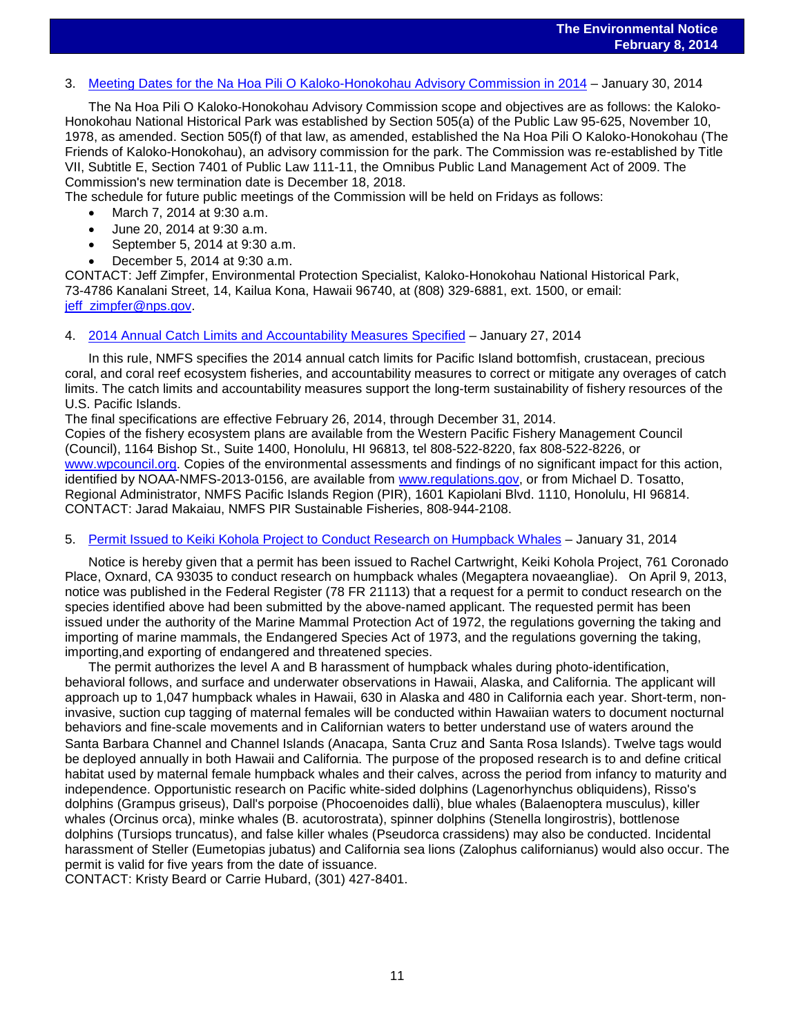3. [Meeting Dates for the Na Hoa Pili O Kaloko-Honokohau Advisory Commission in 2014](#) – January 30, 2014

The Na Hoa Pili O Kaloko-Honokohau Advisory Commission scope and objectives are as follows: the Kaloko-Honokohau National Historical Park was established by Section 505(a) of the Public Law 95-625, November 10, 1978, as amended. Section 505(f) of that law, as amended, established the Na Hoa Pili O Kaloko-Honokohau (The Friends of Kaloko-Honokohau), an advisory commission for the park. The Commission was re-established by Title VII, Subtitle E, Section 7401 of Public Law 111-11, the Omnibus Public Land Management Act of 2009. The Commission's new termination date is December 18, 2018.

The schedule for future public meetings of the Commission will be held on Fridays as follows:

- March 7, 2014 at 9:30 a.m.
- June 20, 2014 at 9:30 a.m.
- September 5, 2014 at 9:30 a.m.
- December 5, 2014 at 9:30 a.m.

CONTACT: Jeff Zimpfer, Environmental Protection Specialist, Kaloko-Honokohau National Historical Park, 73-4786 Kanalani Street, 14, Kailua Kona, Hawaii 96740, at (808) 329-6881, ext. 1500, or email: jeff_zimpfer@nps.gov.

4. [2014 Annual Catch Limits and Accountability Measures Specified](#) – January 27, 2014

In this rule, NMFS specifies the 2014 annual catch limits for Pacific Island bottomfish, crustacean, precious coral, and coral reef ecosystem fisheries, and accountability measures to correct or mitigate any overages of catch limits. The catch limits and accountability measures support the long-term sustainability of fishery resources of the U.S. Pacific Islands.

The final specifications are effective February 26, 2014, through December 31, 2014.

Copies of the fishery ecosystem plans are available from the Western Pacific Fishery Management Council (Council), 1164 Bishop St., Suite 1400, Honolulu, HI 96813, tel 808-522-8220, fax 808-522-8226, or www.wpcouncil.org. Copies of the environmental assessments and findings of no significant impact for this action, identified by NOAA-NMFS-2013-0156, are available from www.regulations.gov, or from Michael D. Tosatto, Regional Administrator, NMFS Pacific Islands Region (PIR), 1601 Kapiolani Blvd. 1110, Honolulu, HI 96814.

CONTACT: Jarad Makaiau, NMFS PIR Sustainable Fisheries, 808-944-2108.

5. [Permit Issued to Keiki Kohola Project to Conduct Research on Humpback Whales](#) – January 31, 2014

Notice is hereby given that a permit has been issued to Rachel Cartwright, Keiki Kohola Project, 761 Coronado Place, Oxnard, CA 93035 to conduct research on humpback whales (Megaptera novaeangliae). On April 9, 2013, notice was published in the Federal Register (78 FR 21113) that a request for a permit to conduct research on the species identified above had been submitted by the above-named applicant. The requested permit has been issued under the authority of the Marine Mammal Protection Act of 1972, the regulations governing the taking and importing of marine mammals, the Endangered Species Act of 1973, and the regulations governing the taking, importing,and exporting of endangered and threatened species.

The permit authorizes the level A and B harassment of humpback whales during photo-identification, behavioral follows, and surface and underwater observations in Hawaii, Alaska, and California. The applicant will approach up to 1,047 humpback whales in Hawaii, 630 in Alaska and 480 in California each year. Short-term, non-invasive, suction cup tagging of maternal females will be conducted within Hawaiian waters to document nocturnal behaviors and fine-scale movements and in Californian waters to better understand use of waters around the Santa Barbara Channel and Channel Islands (Anacapa, Santa Cruz and Santa Rosa Islands). Twelve tags would be deployed annually in both Hawaii and California. The purpose of the proposed research is to and define critical habitat used by maternal female humpback whales and their calves, across the period from infancy to maturity and independence. Opportunistic research on Pacific white-sided dolphins (Lagenorhynchus obliquidens), Risso's dolphins (Grampus griseus), Dall's porpoise (Phocoenoides dalli), blue whales (Balaenoptera musculus), killer whales (Orcinus orca), minke whales (B. acutorostrata), spinner dolphins (Stenella longirostris), bottlenose dolphins (Tursiops truncatus), and false killer whales (Pseudorca crassidens) may also be conducted. Incidental harassment of Steller (Eumetopias jubatus) and California sea lions (Zalophus californianus) would also occur. The permit is valid for five years from the date of issuance.

CONTACT: Kristy Beard or Carrie Hubard, (301) 427-8401.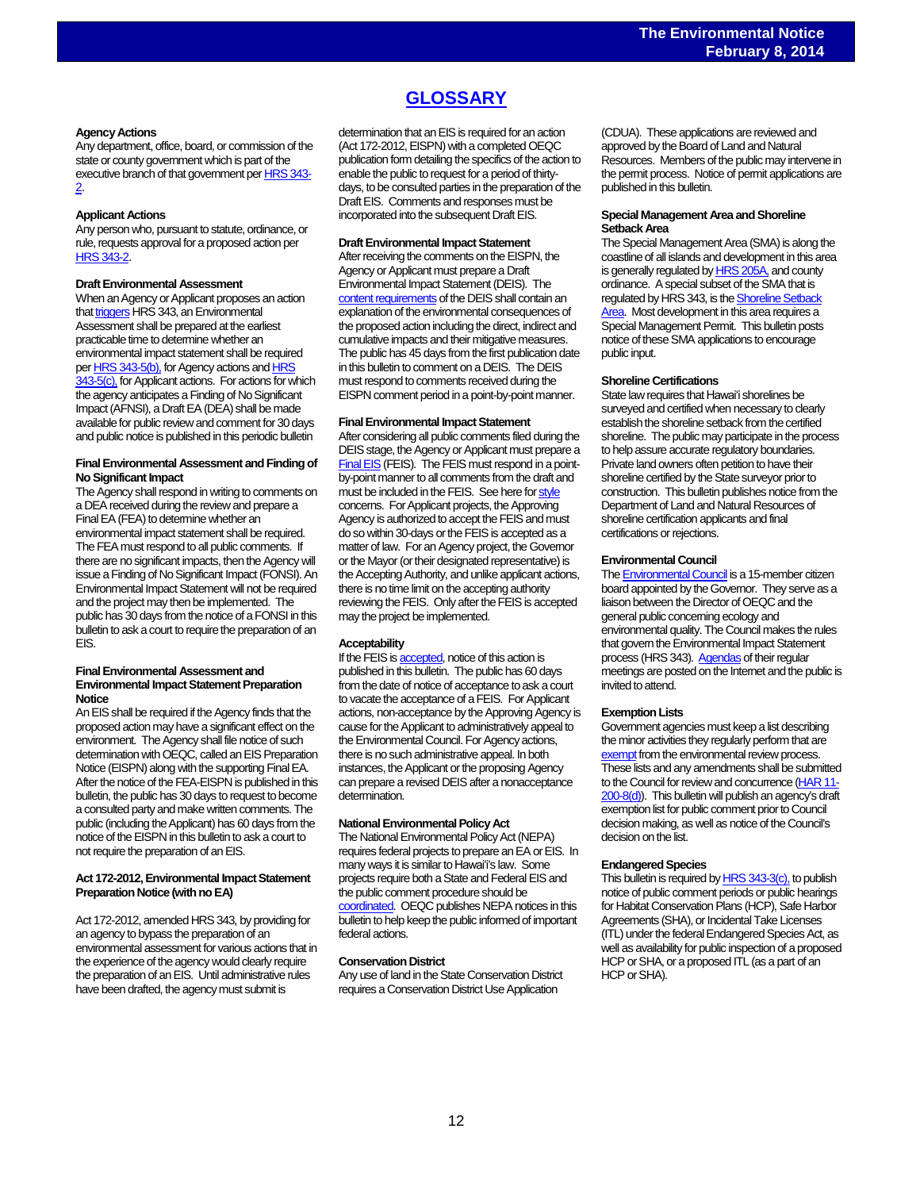# GLOSSARY

### Agency Actions

Any department, office, board, or commission of the state or county government which is part of the executive branch of that government per HRS 343-2.

### Applicant Actions

Any person who, pursuant to statute, ordinance, or rule, requests approval for a proposed action per HRS 343-2.

### Draft Environmental Assessment

When an Agency or Applicant proposes an action that triggers HRS 343, an Environmental Assessment shall be prepared at the earliest practicable time to determine whether an environmental impact statement shall be required per HRS 343-5(b), for Agency actions and HRS 343-5(c), for Applicant actions. For actions for which the agency anticipates a Finding of No Significant Impact (AFNSI), a Draft EA (DEA) shall be made available for public review and comment for 30 days and public notice is published in this periodic bulletin

### Final Environmental Assessment and Finding of No Significant Impact

The Agency shall respond in writing to comments on a DEA received during the review and prepare a Final EA (FEA) to determine whether an environmental impact statement shall be required. The FEA must respond to all public comments. If there are no significant impacts, then the Agency will issue a Finding of No Significant Impact (FONSI). An Environmental Impact Statement will not be required and the project may then be implemented. The public has 30 days from the notice of a FONSI in this bulletin to ask a court to require the preparation of an EIS.

### Final Environmental Assessment and Environmental Impact Statement Preparation Notice

An EIS shall be required if the Agency finds that the proposed action may have a significant effect on the environment. The Agency shall file notice of such determination with OEQC, called an EIS Preparation Notice (EISPN) along with the supporting Final EA. After the notice of the FEA-EISPN is published in this bulletin, the public has 30 days to request to become a consulted party and make written comments. The public (including the Applicant) has 60 days from the notice of the EISPN in this bulletin to ask a court to not require the preparation of an EIS.

### Act 172-2012, Environmental Impact Statement Preparation Notice (with no EA)

Act 172-2012, amended HRS 343, by providing for an agency to bypass the preparation of an environmental assessment for various actions that in the experience of the agency would clearly require the preparation of an EIS. Until administrative rules have been drafted, the agency must submit is determination that an EIS is required for an action (Act 172-2012, EISPN) with a completed OEQC publication form detailing the specifics of the action to enable the public to request for a period of thirty-days, to be consulted parties in the preparation of the Draft EIS. Comments and responses must be incorporated into the subsequent Draft EIS.

### Draft Environmental Impact Statement

After receiving the comments on the EISPN, the Agency or Applicant must prepare a Draft Environmental Impact Statement (DEIS). The content requirements of the DEIS shall contain an explanation of the environmental consequences of the proposed action including the direct, indirect and cumulative impacts and their mitigative measures. The public has 45 days from the first publication date in this bulletin to comment on a DEIS. The DEIS must respond to comments received during the EISPN comment period in a point-by-point manner.

### Final Environmental Impact Statement

After considering all public comments filed during the DEIS stage, the Agency or Applicant must prepare a Final EIS (FEIS). The FEIS must respond in a point-by-point manner to all comments from the draft and must be included in the FEIS. See here for style concerns. For Applicant projects, the Approving Agency is authorized to accept the FEIS and must do so within 30-days or the FEIS is accepted as a matter of law. For an Agency project, the Governor or the Mayor (or their designated representative) is the Accepting Authority, and unlike applicant actions, there is no time limit on the accepting authority reviewing the FEIS. Only after the FEIS is accepted may the project be implemented.

### Acceptability

If the FEIS is accepted, notice of this action is published in this bulletin. The public has 60 days from the date of notice of acceptance to ask a court to vacate the acceptance of a FEIS. For Applicant actions, non-acceptance by the Approving Agency is cause for the Applicant to administratively appeal to the Environmental Council. For Agency actions, there is no such administrative appeal. In both instances, the Applicant or the proposing Agency can prepare a revised DEIS after a nonacceptance determination.

### National Environmental Policy Act

The National Environmental Policy Act (NEPA) requires federal projects to prepare an EA or EIS. In many ways it is similar to Hawai'i's law. Some projects require both a State and Federal EIS and the public comment procedure should be coordinated. OEQC publishes NEPA notices in this bulletin to help keep the public informed of important federal actions.

### Conservation District

Any use of land in the State Conservation District requires a Conservation District Use Application (CDUA). These applications are reviewed and approved by the Board of Land and Natural Resources. Members of the public may intervene in the permit process. Notice of permit applications are published in this bulletin.

### Special Management Area and Shoreline Setback Area

The Special Management Area (SMA) is along the coastline of all islands and development in this area is generally regulated by HRS 205A, and county ordinance. A special subset of the SMA that is regulated by HRS 343, is the Shoreline Setback Area. Most development in this area requires a Special Management Permit. This bulletin posts notice of these SMA applications to encourage public input.

### Shoreline Certifications

State law requires that Hawai'i shorelines be surveyed and certified when necessary to clearly establish the shoreline setback from the certified shoreline. The public may participate in the process to help assure accurate regulatory boundaries. Private land owners often petition to have their shoreline certified by the State surveyor prior to construction. This bulletin publishes notice from the Department of Land and Natural Resources of shoreline certification applicants and final certifications or rejections.

### Environmental Council

The Environmental Council is a 15-member citizen board appointed by the Governor. They serve as a liaison between the Director of OEQC and the general public concerning ecology and environmental quality. The Council makes the rules that govern the Environmental Impact Statement process (HRS 343). Agendas of their regular meetings are posted on the Internet and the public is invited to attend.

### Exemption Lists

Government agencies must keep a list describing the minor activities they regularly perform that are exempt from the environmental review process. These lists and any amendments shall be submitted to the Council for review and concurrence (HAR 11-200-8(d)). This bulletin will publish an agency's draft exemption list for public comment prior to Council decision making, as well as notice of the Council's decision on the list.

### Endangered Species

This bulletin is required by HRS 343-3(c), to publish notice of public comment periods or public hearings for Habitat Conservation Plans (HCP), Safe Harbor Agreements (SHA), or Incidental Take Licenses (ITL) under the federal Endangered Species Act, as well as availability for public inspection of a proposed HCP or SHA, or a proposed ITL (as a part of an HCP or SHA).